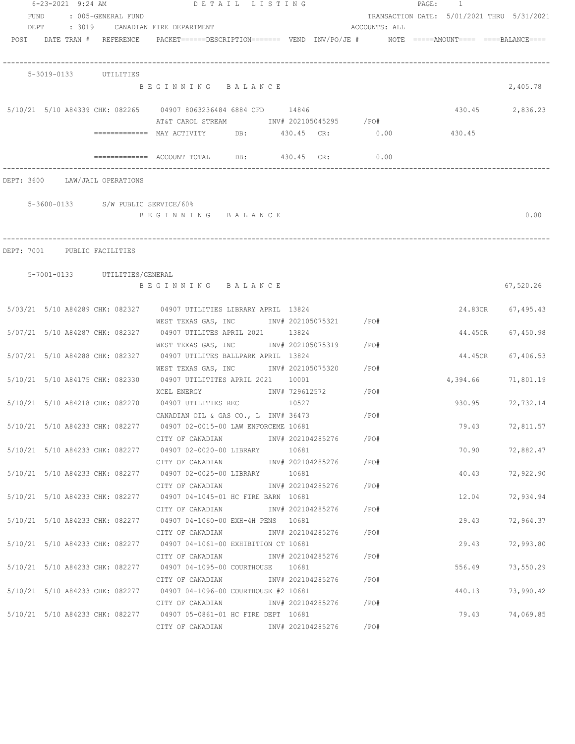DETAIL LISTING

FUND : 005-GENERAL FUND — TRANSACTION DATE: 5/01/2021 THRU 5/31/2021

DEPT : 3019 CANADIAN FIRE DEPARTMENT — ACCOUNTS: ALL

| POST | DATE | TRAN # | REFERENCE | PACKET | DESCRIPTION | VEND | INV/PO/JE # | NOTE | AMOUNT | BALANCE |
|---|---|---|---|---|---|---|---|---|---|---|

## 5-3019-0133 UTILITIES

| POST | DATE | TRAN # | REFERENCE | PACKET | DESCRIPTION | VEND | INV/PO/JE # | AMOUNT | BALANCE |
|---|---|---|---|---|---|---|---|---|---|
| | | | | | BEGINNING BALANCE | | | | 2,405.78 |
| 5/10/21 | 5/10 | A84339 | CHK: 082265 | 04907 | 8063236484 6884 CFD / AT&T CAROL STREAM | 14846 | INV# 202105045295 /PO# | 430.45 | 2,836.23 |

============= MAY ACTIVITY DB: 430.45 CR: 0.00 430.45

============= ACCOUNT TOTAL DB: 430.45 CR: 0.00

## DEPT: 3600 LAW/JAIL OPERATIONS

### 5-3600-0133 S/W PUBLIC SERVICE/60%

| | BALANCE |
|---|---|
| BEGINNING BALANCE | 0.00 |

## DEPT: 7001 PUBLIC FACILITIES

### 5-7001-0133 UTILITIES/GENERAL

| POST | DATE | TRAN # | REFERENCE | PACKET | DESCRIPTION | VEND | INV/PO/JE # | AMOUNT | BALANCE |
|---|---|---|---|---|---|---|---|---|---|
| | | | | | BEGINNING BALANCE | | | | 67,520.26 |
| 5/03/21 | 5/10 | A84289 | CHK: 082327 | 04907 | UTILITIES LIBRARY APRIL / WEST TEXAS GAS, INC | 13824 | INV# 202105075321 /PO# | 24.83CR | 67,495.43 |
| 5/07/21 | 5/10 | A84287 | CHK: 082327 | 04907 | UTILITES APRIL 2021 / WEST TEXAS GAS, INC | 13824 | INV# 202105075319 /PO# | 44.45CR | 67,450.98 |
| 5/07/21 | 5/10 | A84288 | CHK: 082327 | 04907 | UTILITES BALLPARK APRIL / WEST TEXAS GAS, INC | 13824 | INV# 202105075320 /PO# | 44.45CR | 67,406.53 |
| 5/10/21 | 5/10 | A84175 | CHK: 082330 | 04907 | UTILITITES APRIL 2021 / XCEL ENERGY | 10001 | INV# 729612572 /PO# | 4,394.66 | 71,801.19 |
| 5/10/21 | 5/10 | A84218 | CHK: 082270 | 04907 | UTILITIES REC / CANADIAN OIL & GAS CO., L | 10527 | INV# 36473 /PO# | 930.95 | 72,732.14 |
| 5/10/21 | 5/10 | A84233 | CHK: 082277 | 04907 | 02-0015-00 LAW ENFORCEME / CITY OF CANADIAN | 10681 | INV# 202104285276 /PO# | 79.43 | 72,811.57 |
| 5/10/21 | 5/10 | A84233 | CHK: 082277 | 04907 | 02-0020-00 LIBRARY / CITY OF CANADIAN | 10681 | INV# 202104285276 /PO# | 70.90 | 72,882.47 |
| 5/10/21 | 5/10 | A84233 | CHK: 082277 | 04907 | 02-0025-00 LIBRARY / CITY OF CANADIAN | 10681 | INV# 202104285276 /PO# | 40.43 | 72,922.90 |
| 5/10/21 | 5/10 | A84233 | CHK: 082277 | 04907 | 04-1045-01 HC FIRE BARN / CITY OF CANADIAN | 10681 | INV# 202104285276 /PO# | 12.04 | 72,934.94 |
| 5/10/21 | 5/10 | A84233 | CHK: 082277 | 04907 | 04-1060-00 EXH-4H PENS / CITY OF CANADIAN | 10681 | INV# 202104285276 /PO# | 29.43 | 72,964.37 |
| 5/10/21 | 5/10 | A84233 | CHK: 082277 | 04907 | 04-1061-00 EXHIBITION CT / CITY OF CANADIAN | 10681 | INV# 202104285276 /PO# | 29.43 | 72,993.80 |
| 5/10/21 | 5/10 | A84233 | CHK: 082277 | 04907 | 04-1095-00 COURTHOUSE / CITY OF CANADIAN | 10681 | INV# 202104285276 /PO# | 556.49 | 73,550.29 |
| 5/10/21 | 5/10 | A84233 | CHK: 082277 | 04907 | 04-1096-00 COURTHOUSE #2 / CITY OF CANADIAN | 10681 | INV# 202104285276 /PO# | 440.13 | 73,990.42 |
| 5/10/21 | 5/10 | A84233 | CHK: 082277 | 04907 | 05-0861-01 HC FIRE DEPT / CITY OF CANADIAN | 10681 | INV# 202104285276 /PO# | 79.43 | 74,069.85 |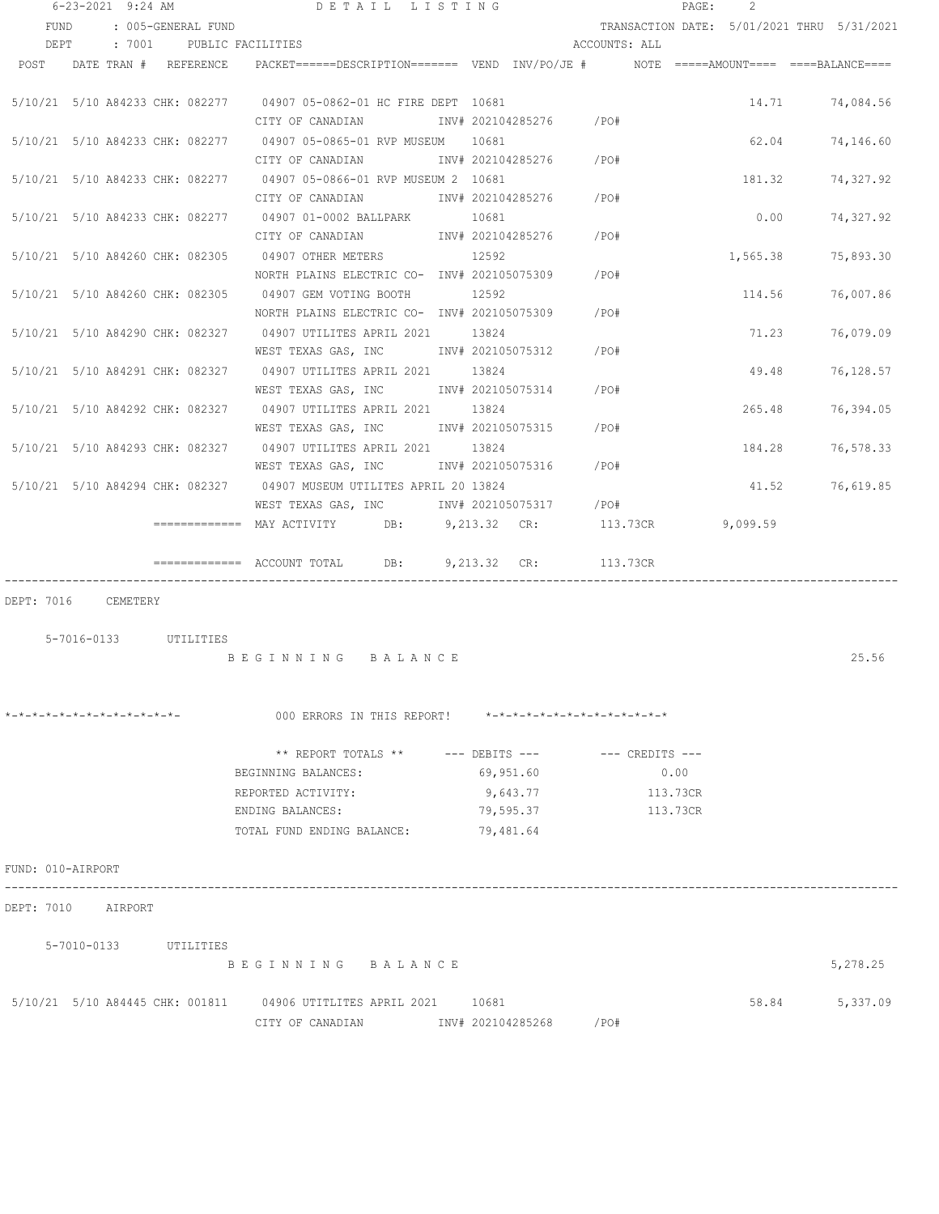6-23-2021 9:24 AM DETAIL LISTING

FUND : 005-GENERAL FUND TRANSACTION DATE: 5/01/2021 THRU 5/31/2021

DEPT : 7001 PUBLIC FACILITIES ACCOUNTS: ALL

| POST | DATE | TRAN # | REFERENCE | PACKET======DESCRIPTION======= | VEND | INV/PO/JE # | NOTE | =====AMOUNT==== | ====BALANCE==== |
|---|---|---|---|---|---|---|---|---|---|
| 5/10/21 | 5/10 | A84233 | CHK: 082277 | 04907 05-0862-01 HC FIRE DEPT | 10681 | | | 14.71 | 74,084.56 |
| | | | | CITY OF CANADIAN | | INV# 202104285276 /PO# | | | |
| 5/10/21 | 5/10 | A84233 | CHK: 082277 | 04907 05-0865-01 RVP MUSEUM | 10681 | | | 62.04 | 74,146.60 |
| | | | | CITY OF CANADIAN | | INV# 202104285276 /PO# | | | |
| 5/10/21 | 5/10 | A84233 | CHK: 082277 | 04907 05-0866-01 RVP MUSEUM 2 | 10681 | | | 181.32 | 74,327.92 |
| | | | | CITY OF CANADIAN | | INV# 202104285276 /PO# | | | |
| 5/10/21 | 5/10 | A84233 | CHK: 082277 | 04907 01-0002 BALLPARK | 10681 | | | 0.00 | 74,327.92 |
| | | | | CITY OF CANADIAN | | INV# 202104285276 /PO# | | | |
| 5/10/21 | 5/10 | A84260 | CHK: 082305 | 04907 OTHER METERS | 12592 | | | 1,565.38 | 75,893.30 |
| | | | | NORTH PLAINS ELECTRIC CO- | | INV# 202105075309 /PO# | | | |
| 5/10/21 | 5/10 | A84260 | CHK: 082305 | 04907 GEM VOTING BOOTH | 12592 | | | 114.56 | 76,007.86 |
| | | | | NORTH PLAINS ELECTRIC CO- | | INV# 202105075309 /PO# | | | |
| 5/10/21 | 5/10 | A84290 | CHK: 082327 | 04907 UTILITES APRIL 2021 | 13824 | | | 71.23 | 76,079.09 |
| | | | | WEST TEXAS GAS, INC | | INV# 202105075312 /PO# | | | |
| 5/10/21 | 5/10 | A84291 | CHK: 082327 | 04907 UTILITES APRIL 2021 | 13824 | | | 49.48 | 76,128.57 |
| | | | | WEST TEXAS GAS, INC | | INV# 202105075314 /PO# | | | |
| 5/10/21 | 5/10 | A84292 | CHK: 082327 | 04907 UTILITES APRIL 2021 | 13824 | | | 265.48 | 76,394.05 |
| | | | | WEST TEXAS GAS, INC | | INV# 202105075315 /PO# | | | |
| 5/10/21 | 5/10 | A84293 | CHK: 082327 | 04907 UTILITES APRIL 2021 | 13824 | | | 184.28 | 76,578.33 |
| | | | | WEST TEXAS GAS, INC | | INV# 202105075316 /PO# | | | |
| 5/10/21 | 5/10 | A84294 | CHK: 082327 | 04907 MUSEUM UTILITES APRIL 20 | 13824 | | | 41.52 | 76,619.85 |
| | | | | WEST TEXAS GAS, INC | | INV# 202105075317 /PO# | | | |

============= MAY ACTIVITY DB: 9,213.32 CR: 113.73CR 9,099.59

============= ACCOUNT TOTAL DB: 9,213.32 CR: 113.73CR

DEPT: 7016 CEMETERY

5-7016-0133 UTILITIES

B E G I N N I N G   B A L A N C E 25.56

*-*-*-*-*-*-*-*-*-*-*-*-*- 000 ERRORS IN THIS REPORT! *-*-*-*-*-*-*-*-*-*-*-*-*-*

| ** REPORT TOTALS ** | --- DEBITS --- | --- CREDITS --- |
|---|---|---|
| BEGINNING BALANCES: | 69,951.60 | 0.00 |
| REPORTED ACTIVITY: | 9,643.77 | 113.73CR |
| ENDING BALANCES: | 79,595.37 | 113.73CR |
| TOTAL FUND ENDING BALANCE: | 79,481.64 | |

FUND: 010-AIRPORT

DEPT: 7010 AIRPORT

5-7010-0133 UTILITIES

B E G I N N I N G   B A L A N C E 5,278.25

| POST | DATE | TRAN # | REFERENCE | PACKET======DESCRIPTION======= | VEND | INV/PO/JE # | NOTE | =====AMOUNT==== | ====BALANCE==== |
|---|---|---|---|---|---|---|---|---|---|
| 5/10/21 | 5/10 | A84445 | CHK: 001811 | 04906 UTITLITES APRIL 2021 | 10681 | | | 58.84 | 5,337.09 |
| | | | | CITY OF CANADIAN | | INV# 202104285268 /PO# | | | |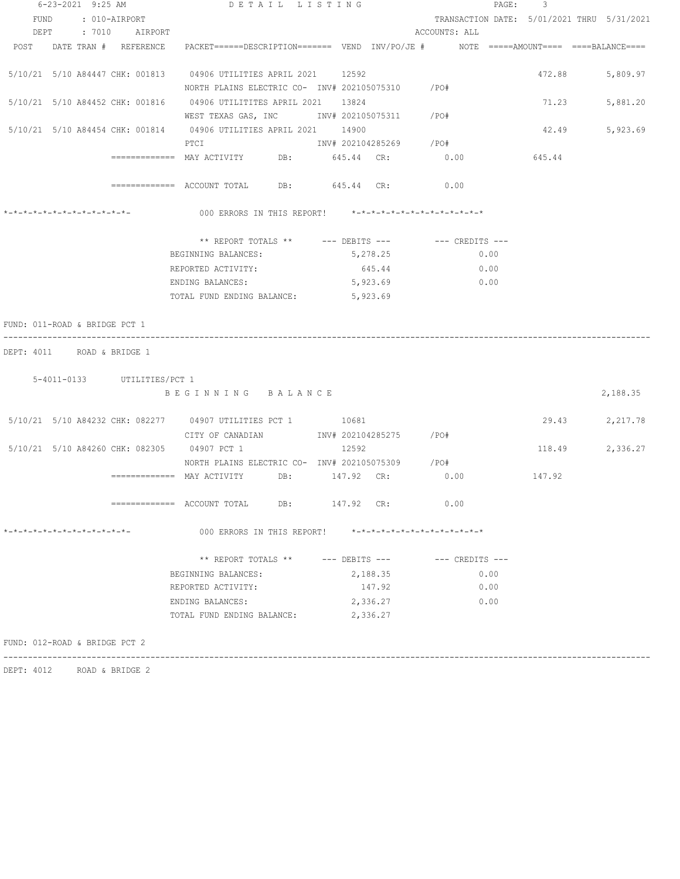6-23-2021 9:25 AM &nbsp;&nbsp;&nbsp;&nbsp; D E T A I L &nbsp; L I S T I N G

FUND : 010-AIRPORT &nbsp;&nbsp;&nbsp;&nbsp; TRANSACTION DATE: 5/01/2021 THRU 5/31/2021

DEPT : 7010 AIRPORT &nbsp;&nbsp;&nbsp;&nbsp; ACCOUNTS: ALL

| POST | DATE | TRAN # | REFERENCE | PACKET======DESCRIPTION======= | VEND | INV/PO/JE # | NOTE | =====AMOUNT==== | ====BALANCE==== |
|---|---|---|---|---|---|---|---|---|---|
| 5/10/21 | 5/10 | A84447 | CHK: 001813 | 04906 UTILITIES APRIL 2021 | 12592 | | | 472.88 | 5,809.97 |
| | | | | NORTH PLAINS ELECTRIC CO- | | INV# 202105075310 | /PO# | | |
| 5/10/21 | 5/10 | A84452 | CHK: 001816 | 04906 UTILITITES APRIL 2021 | 13824 | | | 71.23 | 5,881.20 |
| | | | | WEST TEXAS GAS, INC | | INV# 202105075311 | /PO# | | |
| 5/10/21 | 5/10 | A84454 | CHK: 001814 | 04906 UTILITIES APRIL 2021 | 14900 | | | 42.49 | 5,923.69 |
| | | | | PTCI | | INV# 202104285269 | /PO# | | |

============= MAY ACTIVITY DB: 645.44 CR: 0.00 645.44

============= ACCOUNT TOTAL DB: 645.44 CR: 0.00

*-*-*-*-*-*-*-*-*-*-*-*-*- 000 ERRORS IN THIS REPORT! *-*-*-*-*-*-*-*-*-*-*-*-*-*

| ** REPORT TOTALS ** | --- DEBITS --- | --- CREDITS --- |
|---|---|---|
| BEGINNING BALANCES: | 5,278.25 | 0.00 |
| REPORTED ACTIVITY: | 645.44 | 0.00 |
| ENDING BALANCES: | 5,923.69 | 0.00 |
| TOTAL FUND ENDING BALANCE: | 5,923.69 | |

FUND: 011-ROAD & BRIDGE PCT 1

---

DEPT: 4011 ROAD & BRIDGE 1

5-4011-0133 UTILITIES/PCT 1

B E G I N N I N G &nbsp; B A L A N C E &nbsp;&nbsp;&nbsp;&nbsp; 2,188.35

| POST | DATE | TRAN # | REFERENCE | PACKET======DESCRIPTION======= | VEND | INV/PO/JE # | NOTE | =====AMOUNT==== | ====BALANCE==== |
|---|---|---|---|---|---|---|---|---|---|
| 5/10/21 | 5/10 | A84232 | CHK: 082277 | 04907 UTILITIES PCT 1 | 10681 | | | 29.43 | 2,217.78 |
| | | | | CITY OF CANADIAN | | INV# 202104285275 | /PO# | | |
| 5/10/21 | 5/10 | A84260 | CHK: 082305 | 04907 PCT 1 | 12592 | | | 118.49 | 2,336.27 |
| | | | | NORTH PLAINS ELECTRIC CO- | | INV# 202105075309 | /PO# | | |

============= MAY ACTIVITY DB: 147.92 CR: 0.00 147.92

============= ACCOUNT TOTAL DB: 147.92 CR: 0.00

*-*-*-*-*-*-*-*-*-*-*-*-*- 000 ERRORS IN THIS REPORT! *-*-*-*-*-*-*-*-*-*-*-*-*-*

| ** REPORT TOTALS ** | --- DEBITS --- | --- CREDITS --- |
|---|---|---|
| BEGINNING BALANCES: | 2,188.35 | 0.00 |
| REPORTED ACTIVITY: | 147.92 | 0.00 |
| ENDING BALANCES: | 2,336.27 | 0.00 |
| TOTAL FUND ENDING BALANCE: | 2,336.27 | |

FUND: 012-ROAD & BRIDGE PCT 2

---

DEPT: 4012 ROAD & BRIDGE 2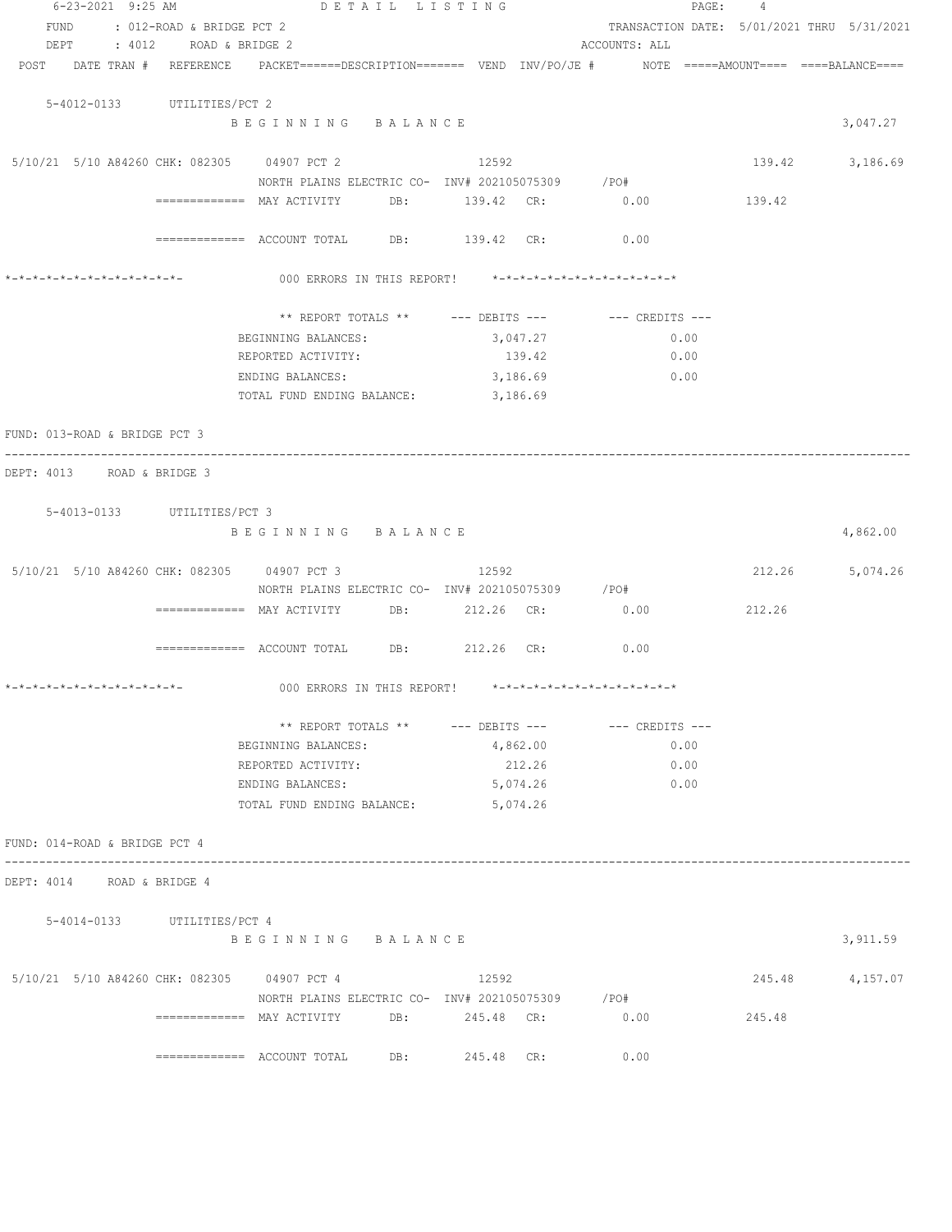6-23-2021 9:25 AM DETAIL LISTING

FUND : 012-ROAD & BRIDGE PCT 2 TRANSACTION DATE: 5/01/2021 THRU 5/31/2021

DEPT : 4012 ROAD & BRIDGE 2 ACCOUNTS: ALL

```
POST   DATE TRAN #  REFERENCE   PACKET======DESCRIPTION======= VEND  INV/PO/JE #     NOTE =====AMOUNT==== ====BALANCE====

   5-4012-0133      UTILITIES/PCT 2
                     B E G I N N I N G   B A L A N C E                                                        3,047.27

 5/10/21  5/10 A84260 CHK: 082305    04907 PCT 2              12592                                139.42       3,186.69
                     NORTH PLAINS ELECTRIC CO-  INV# 202105075309     /PO#
               ============= MAY ACTIVITY      DB:       139.42  CR:         0.00          139.42

               ============= ACCOUNT TOTAL     DB:       139.42  CR:         0.00

*-*-*-*-*-*-*-*-*-*-*-*-*-        000 ERRORS IN THIS REPORT!    *-*-*-*-*-*-*-*-*-*-*-*-*-*

                     ** REPORT TOTALS **       --- DEBITS ---        --- CREDITS ---
                     BEGINNING BALANCES:            3,047.27                 0.00
                     REPORTED ACTIVITY:               139.42                 0.00
                     ENDING BALANCES:               3,186.69                 0.00
                     TOTAL FUND ENDING BALANCE:     3,186.69

FUND: 013-ROAD & BRIDGE PCT 3
------------------------------------------------------------------------------------------------------------------------
DEPT: 4013     ROAD & BRIDGE 3

   5-4013-0133      UTILITIES/PCT 3
                     B E G I N N I N G   B A L A N C E                                                        4,862.00

 5/10/21  5/10 A84260 CHK: 082305    04907 PCT 3              12592                                212.26       5,074.26
                     NORTH PLAINS ELECTRIC CO-  INV# 202105075309     /PO#
               ============= MAY ACTIVITY      DB:       212.26  CR:         0.00          212.26

               ============= ACCOUNT TOTAL     DB:       212.26  CR:         0.00

*-*-*-*-*-*-*-*-*-*-*-*-*-        000 ERRORS IN THIS REPORT!    *-*-*-*-*-*-*-*-*-*-*-*-*-*

                     ** REPORT TOTALS **       --- DEBITS ---        --- CREDITS ---
                     BEGINNING BALANCES:            4,862.00                 0.00
                     REPORTED ACTIVITY:               212.26                 0.00
                     ENDING BALANCES:               5,074.26                 0.00
                     TOTAL FUND ENDING BALANCE:     5,074.26

FUND: 014-ROAD & BRIDGE PCT 4
------------------------------------------------------------------------------------------------------------------------
DEPT: 4014     ROAD & BRIDGE 4

   5-4014-0133      UTILITIES/PCT 4
                     B E G I N N I N G   B A L A N C E                                                        3,911.59

 5/10/21  5/10 A84260 CHK: 082305    04907 PCT 4              12592                                245.48       4,157.07
                     NORTH PLAINS ELECTRIC CO-  INV# 202105075309     /PO#
               ============= MAY ACTIVITY      DB:       245.48  CR:         0.00          245.48

               ============= ACCOUNT TOTAL     DB:       245.48  CR:         0.00
```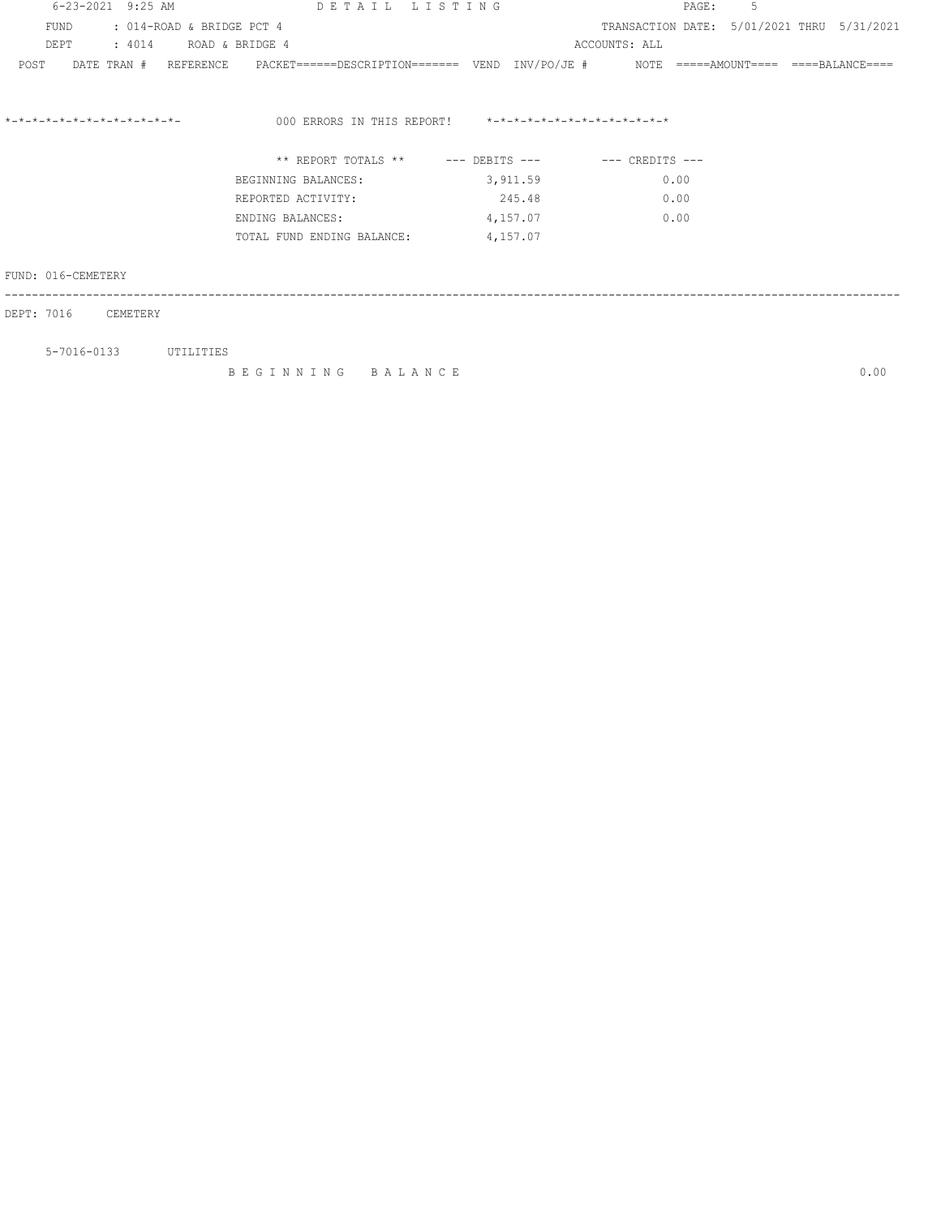FUND : 014-ROAD & BRIDGE PCT 4 TRANSACTION DATE: 5/01/2021 THRU 5/31/2021
DEPT : 4014 ROAD & BRIDGE 4 ACCOUNTS: ALL

| POST | DATE TRAN # | REFERENCE | PACKET======DESCRIPTION======= | VEND | INV/PO/JE # | NOTE | =====AMOUNT==== | ====BALANCE==== |
|---|---|---|---|---|---|---|---|---|

*-*-*-*-*-*-*-*-*-*-*-*-*-*- 000 ERRORS IN THIS REPORT! *-*-*-*-*-*-*-*-*-*-*-*-*-*

| ** REPORT TOTALS ** | --- DEBITS --- | --- CREDITS --- |
|---|---|---|
| BEGINNING BALANCES: | 3,911.59 | 0.00 |
| REPORTED ACTIVITY: | 245.48 | 0.00 |
| ENDING BALANCES: | 4,157.07 | 0.00 |
| TOTAL FUND ENDING BALANCE: | 4,157.07 | |

FUND: 016-CEMETERY

DEPT: 7016 CEMETERY

5-7016-0133 UTILITIES

B E G I N N I N G B A L A N C E 0.00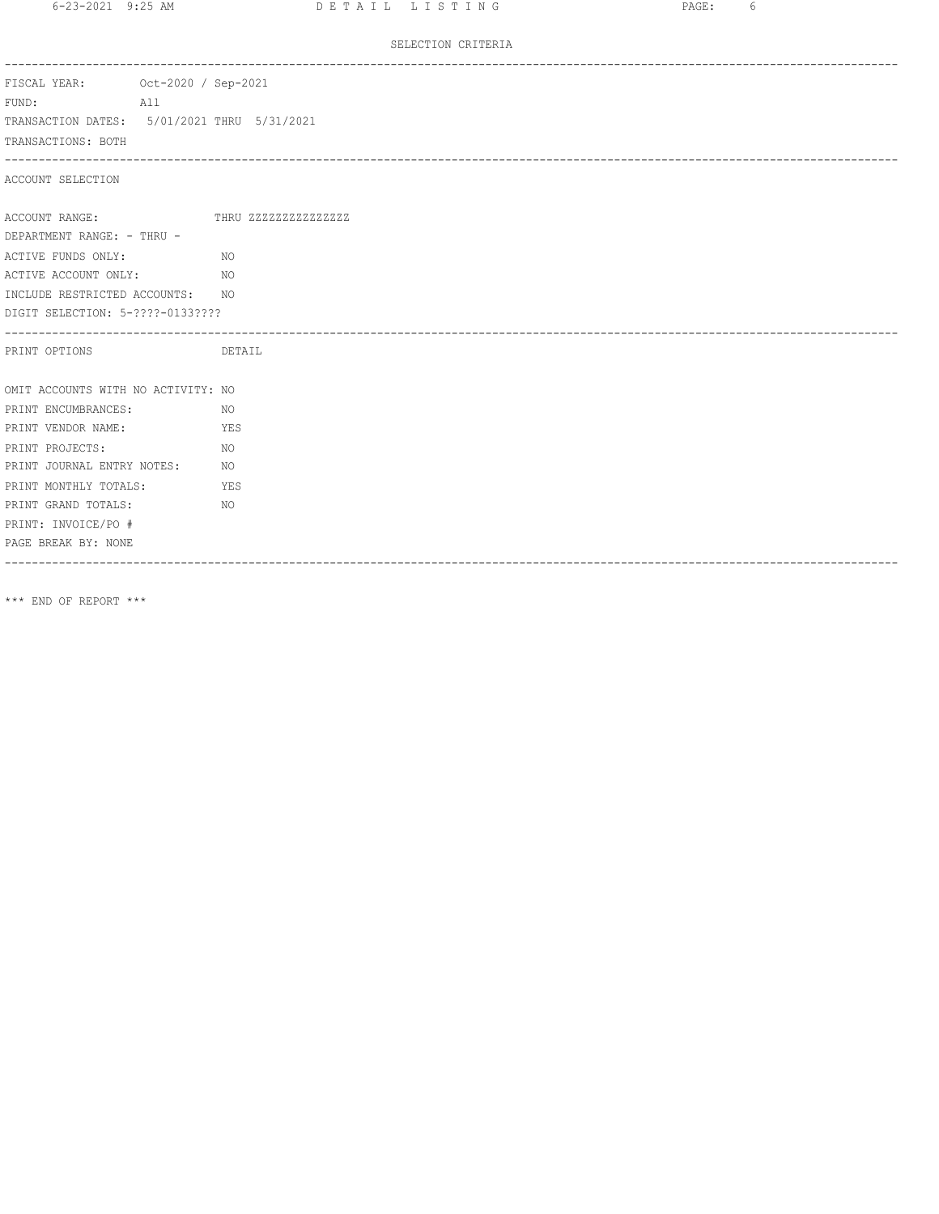SELECTION CRITERIA

FISCAL YEAR: Oct-2020 / Sep-2021
FUND: All
TRANSACTION DATES: 5/01/2021 THRU 5/31/2021
TRANSACTIONS: BOTH

ACCOUNT SELECTION

ACCOUNT RANGE: THRU ZZZZZZZZZZZZZZZ
DEPARTMENT RANGE: - THRU -
ACTIVE FUNDS ONLY: NO
ACTIVE ACCOUNT ONLY: NO
INCLUDE RESTRICTED ACCOUNTS: NO
DIGIT SELECTION: 5-????-0133????

PRINT OPTIONS DETAIL

OMIT ACCOUNTS WITH NO ACTIVITY: NO
PRINT ENCUMBRANCES: NO
PRINT VENDOR NAME: YES
PRINT PROJECTS: NO
PRINT JOURNAL ENTRY NOTES: NO
PRINT MONTHLY TOTALS: YES
PRINT GRAND TOTALS: NO
PRINT: INVOICE/PO #
PAGE BREAK BY: NONE

*** END OF REPORT ***